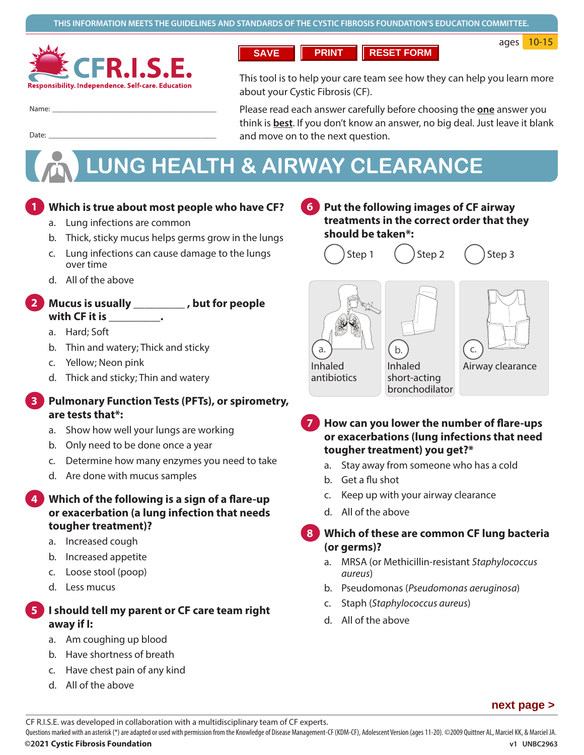THIS INFORMATION MEETS THE GUIDELINES AND STANDARDS OF THE CYSTIC FIBROSIS FOUNDATION'S EDUCATION COMMITTEE.

ages 10-15

**CFR.I.S.E.**
Responsibility. Independence. Self-care. Education

SAVE | PRINT | RESET FORM

Name: ___________________________

Date: ___________________________

This tool is to help your care team see how they can help you learn more about your Cystic Fibrosis (CF).

Please read each answer carefully before choosing the **one** answer you think is **best**. If you don't know an answer, no big deal. Just leave it blank and move on to the next question.

# LUNG HEALTH & AIRWAY CLEARANCE

**1 Which is true about most people who have CF?**

a. Lung infections are common
b. Thick, sticky mucus helps germs grow in the lungs
c. Lung infections can cause damage to the lungs over time
d. All of the above

**2 Mucus is usually _________ , but for people with CF it is _________.**

a. Hard; Soft
b. Thin and watery; Thick and sticky
c. Yellow; Neon pink
d. Thick and sticky; Thin and watery

**3 Pulmonary Function Tests (PFTs), or spirometry, are tests that*:**

a. Show how well your lungs are working
b. Only need to be done once a year
c. Determine how many enzymes you need to take
d. Are done with mucus samples

**4 Which of the following is a sign of a flare-up or exacerbation (a lung infection that needs tougher treatment)?**

a. Increased cough
b. Increased appetite
c. Loose stool (poop)
d. Less mucus

**5 I should tell my parent or CF care team right away if I:**

a. Am coughing up blood
b. Have shortness of breath
c. Have chest pain of any kind
d. All of the above

**6 Put the following images of CF airway treatments in the correct order that they should be taken*:**

○ Step 1 ○ Step 2 ○ Step 3

a. Inhaled antibiotics
b. Inhaled short-acting bronchodilator
c. Airway clearance

**7 How can you lower the number of flare-ups or exacerbations (lung infections that need tougher treatment) you get?***

a. Stay away from someone who has a cold
b. Get a flu shot
c. Keep up with your airway clearance
d. All of the above

**8 Which of these are common CF lung bacteria (or germs)?**

a. MRSA (or Methicillin-resistant *Staphylococcus aureus*)
b. Pseudomonas (*Pseudomonas aeruginosa*)
c. Staph (*Staphylococcus aureus*)
d. All of the above

next page >

CF R.I.S.E. was developed in collaboration with a multidisciplinary team of CF experts.
Questions marked with an asterisk (*) are adapted or used with permission from the Knowledge of Disease Management-CF (KDM-CF), Adolescent Version (ages 11-20). ©2009 Quittner AL, Marciel KK, & Marciel JA.
©2021 Cystic Fibrosis Foundation v1 UNBC2963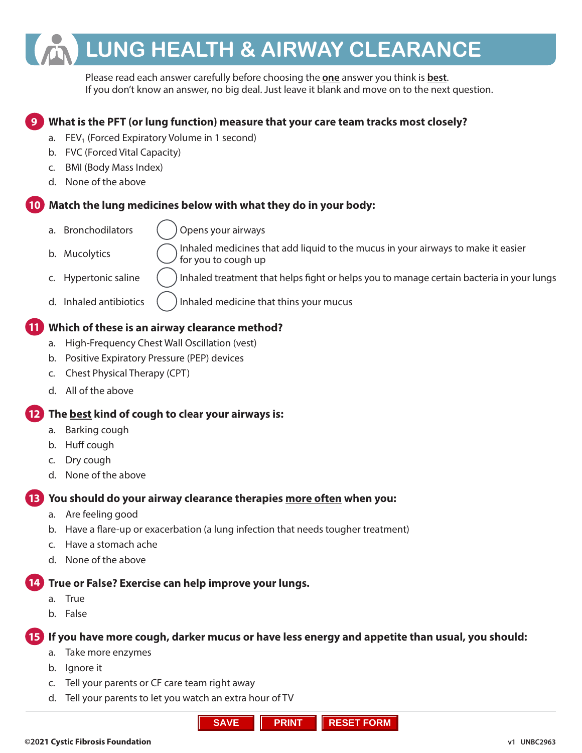# LUNG HEALTH & AIRWAY CLEARANCE

Please read each answer carefully before choosing the **one** answer you think is **best**.
If you don't know an answer, no big deal. Just leave it blank and move on to the next question.

**9 What is the PFT (or lung function) measure that your care team tracks most closely?**

a. $FEV_1$ (Forced Expiratory Volume in 1 second)
b. FVC (Forced Vital Capacity)
c. BMI (Body Mass Index)
d. None of the above

**10 Match the lung medicines below with what they do in your body:**

| | | |
|---|---|---|
| a. Bronchodilators | ◯ | Opens your airways |
| b. Mucolytics | ◯ | Inhaled medicines that add liquid to the mucus in your airways to make it easier for you to cough up |
| c. Hypertonic saline | ◯ | Inhaled treatment that helps fight or helps you to manage certain bacteria in your lungs |
| d. Inhaled antibiotics | ◯ | Inhaled medicine that thins your mucus |

**11 Which of these is an airway clearance method?**

a. High-Frequency Chest Wall Oscillation (vest)
b. Positive Expiratory Pressure (PEP) devices
c. Chest Physical Therapy (CPT)
d. All of the above

**12 The best kind of cough to clear your airways is:**

a. Barking cough
b. Huff cough
c. Dry cough
d. None of the above

**13 You should do your airway clearance therapies more often when you:**

a. Are feeling good
b. Have a flare-up or exacerbation (a lung infection that needs tougher treatment)
c. Have a stomach ache
d. None of the above

**14 True or False? Exercise can help improve your lungs.**

a. True
b. False

**15 If you have more cough, darker mucus or have less energy and appetite than usual, you should:**

a. Take more enzymes
b. Ignore it
c. Tell your parents or CF care team right away
d. Tell your parents to let you watch an extra hour of TV

SAVE PRINT RESET FORM

©2021 Cystic Fibrosis Foundation v1 UNBC2963